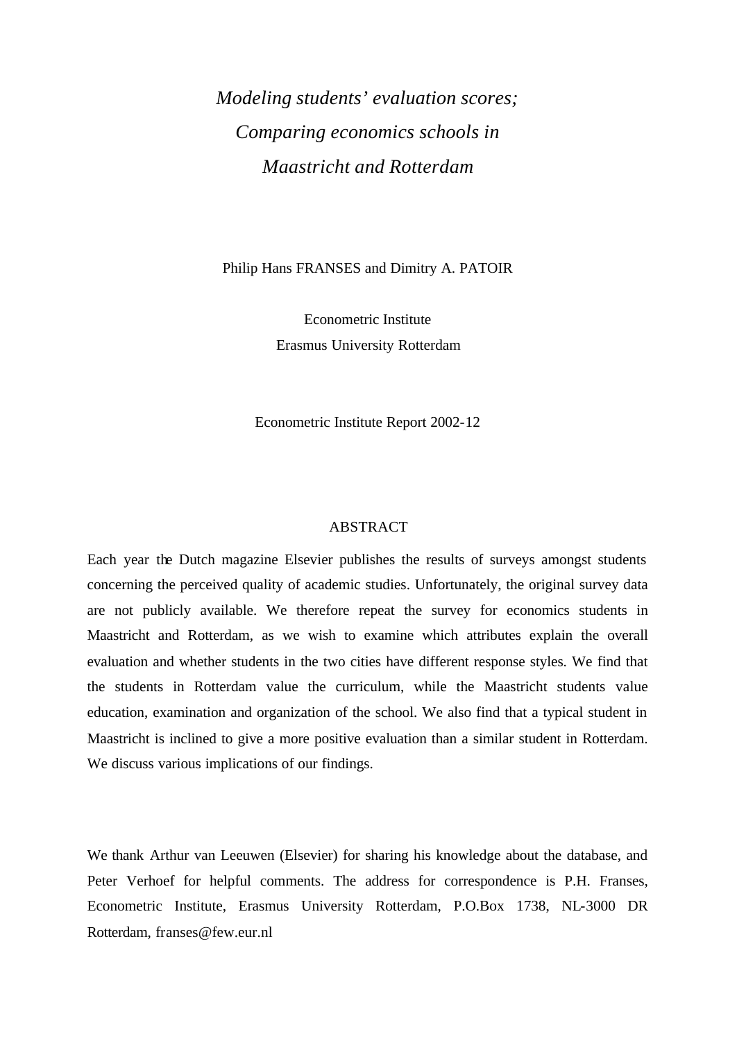# *Modeling students' evaluation scores; Comparing economics schools in Maastricht and Rotterdam*

Philip Hans FRANSES and Dimitry A. PATOIR

Econometric Institute
Erasmus University Rotterdam

Econometric Institute Report 2002-12

## ABSTRACT

Each year the Dutch magazine Elsevier publishes the results of surveys amongst students concerning the perceived quality of academic studies. Unfortunately, the original survey data are not publicly available. We therefore repeat the survey for economics students in Maastricht and Rotterdam, as we wish to examine which attributes explain the overall evaluation and whether students in the two cities have different response styles. We find that the students in Rotterdam value the curriculum, while the Maastricht students value education, examination and organization of the school. We also find that a typical student in Maastricht is inclined to give a more positive evaluation than a similar student in Rotterdam. We discuss various implications of our findings.

We thank Arthur van Leeuwen (Elsevier) for sharing his knowledge about the database, and Peter Verhoef for helpful comments. The address for correspondence is P.H. Franses, Econometric Institute, Erasmus University Rotterdam, P.O.Box 1738, NL-3000 DR Rotterdam, franses@few.eur.nl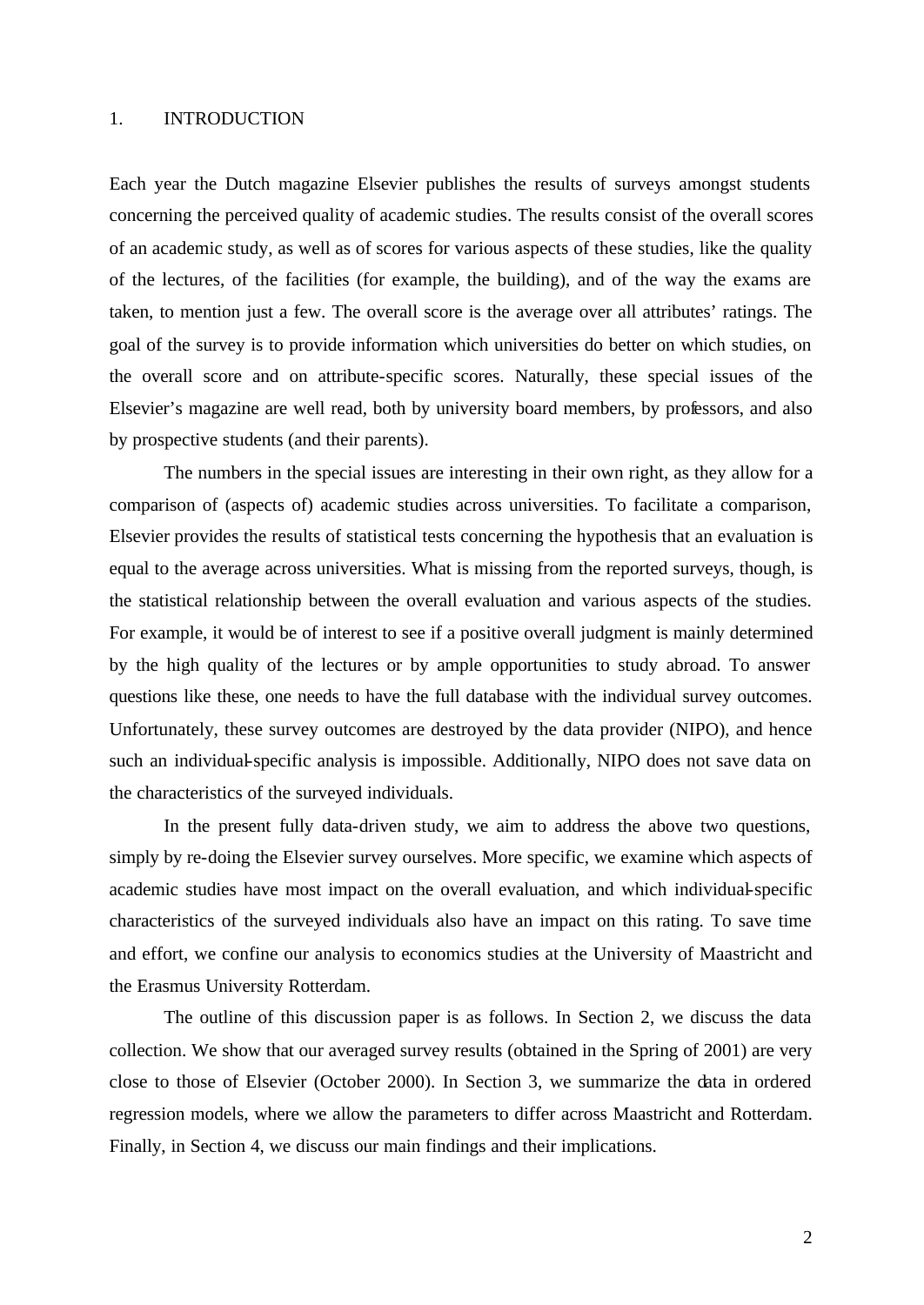# 1. INTRODUCTION

Each year the Dutch magazine Elsevier publishes the results of surveys amongst students concerning the perceived quality of academic studies. The results consist of the overall scores of an academic study, as well as of scores for various aspects of these studies, like the quality of the lectures, of the facilities (for example, the building), and of the way the exams are taken, to mention just a few. The overall score is the average over all attributes' ratings. The goal of the survey is to provide information which universities do better on which studies, on the overall score and on attribute-specific scores. Naturally, these special issues of the Elsevier's magazine are well read, both by university board members, by professors, and also by prospective students (and their parents).

The numbers in the special issues are interesting in their own right, as they allow for a comparison of (aspects of) academic studies across universities. To facilitate a comparison, Elsevier provides the results of statistical tests concerning the hypothesis that an evaluation is equal to the average across universities. What is missing from the reported surveys, though, is the statistical relationship between the overall evaluation and various aspects of the studies. For example, it would be of interest to see if a positive overall judgment is mainly determined by the high quality of the lectures or by ample opportunities to study abroad. To answer questions like these, one needs to have the full database with the individual survey outcomes. Unfortunately, these survey outcomes are destroyed by the data provider (NIPO), and hence such an individual-specific analysis is impossible. Additionally, NIPO does not save data on the characteristics of the surveyed individuals.

In the present fully data-driven study, we aim to address the above two questions, simply by re-doing the Elsevier survey ourselves. More specific, we examine which aspects of academic studies have most impact on the overall evaluation, and which individual-specific characteristics of the surveyed individuals also have an impact on this rating. To save time and effort, we confine our analysis to economics studies at the University of Maastricht and the Erasmus University Rotterdam.

The outline of this discussion paper is as follows. In Section 2, we discuss the data collection. We show that our averaged survey results (obtained in the Spring of 2001) are very close to those of Elsevier (October 2000). In Section 3, we summarize the data in ordered regression models, where we allow the parameters to differ across Maastricht and Rotterdam. Finally, in Section 4, we discuss our main findings and their implications.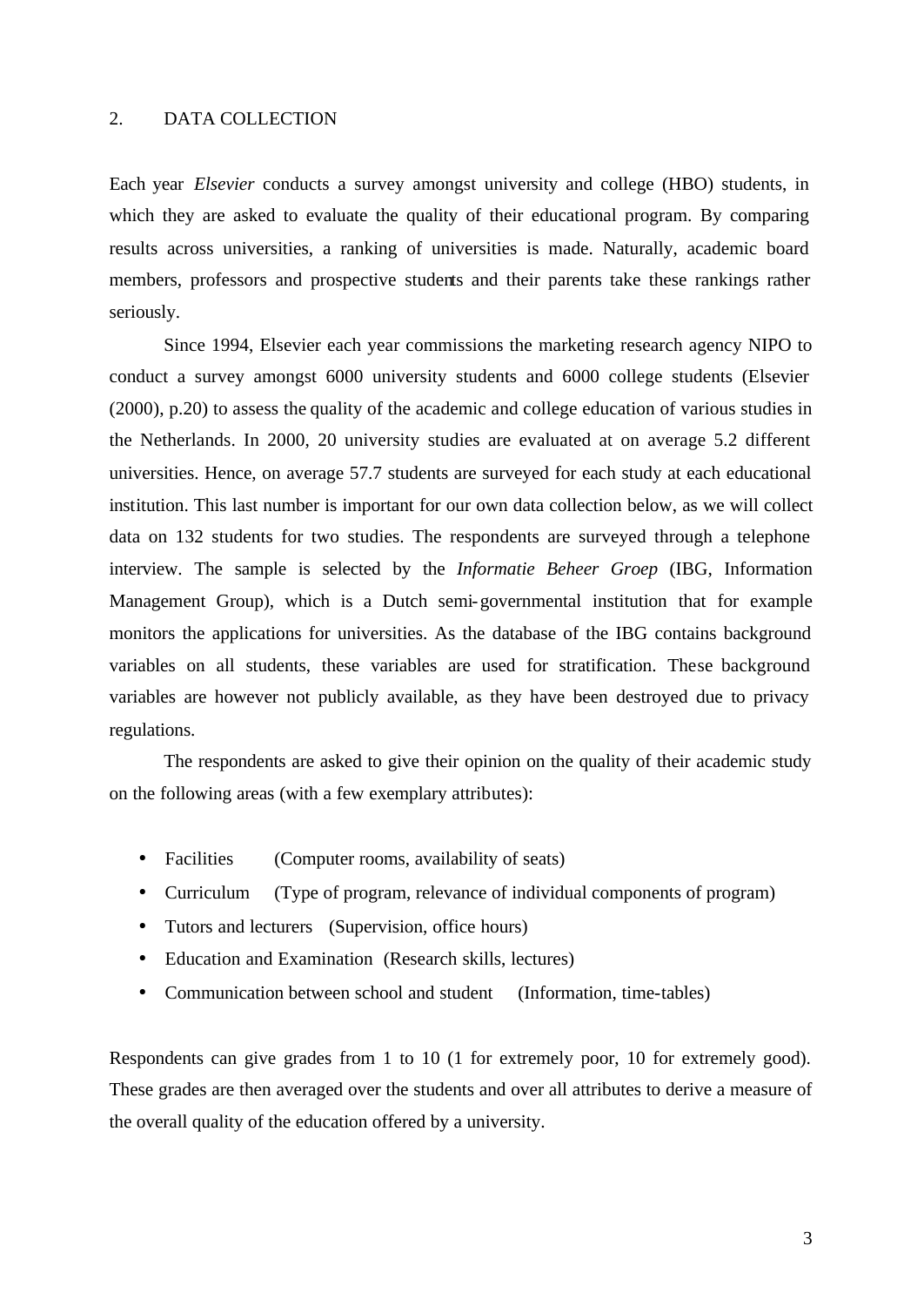## 2. DATA COLLECTION

Each year *Elsevier* conducts a survey amongst university and college (HBO) students, in which they are asked to evaluate the quality of their educational program. By comparing results across universities, a ranking of universities is made. Naturally, academic board members, professors and prospective students and their parents take these rankings rather seriously.

Since 1994, Elsevier each year commissions the marketing research agency NIPO to conduct a survey amongst 6000 university students and 6000 college students (Elsevier (2000), p.20) to assess the quality of the academic and college education of various studies in the Netherlands. In 2000, 20 university studies are evaluated at on average 5.2 different universities. Hence, on average 57.7 students are surveyed for each study at each educational institution. This last number is important for our own data collection below, as we will collect data on 132 students for two studies. The respondents are surveyed through a telephone interview. The sample is selected by the *Informatie Beheer Groep* (IBG, Information Management Group), which is a Dutch semi-governmental institution that for example monitors the applications for universities. As the database of the IBG contains background variables on all students, these variables are used for stratification. These background variables are however not publicly available, as they have been destroyed due to privacy regulations.

The respondents are asked to give their opinion on the quality of their academic study on the following areas (with a few exemplary attributes):

- Facilities (Computer rooms, availability of seats)
- Curriculum (Type of program, relevance of individual components of program)
- Tutors and lecturers (Supervision, office hours)
- Education and Examination (Research skills, lectures)
- Communication between school and student (Information, time-tables)

Respondents can give grades from 1 to 10 (1 for extremely poor, 10 for extremely good). These grades are then averaged over the students and over all attributes to derive a measure of the overall quality of the education offered by a university.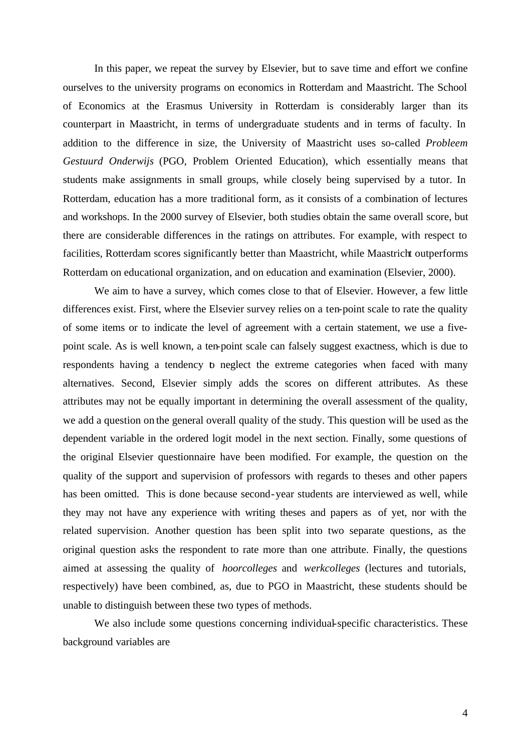In this paper, we repeat the survey by Elsevier, but to save time and effort we confine ourselves to the university programs on economics in Rotterdam and Maastricht. The School of Economics at the Erasmus University in Rotterdam is considerably larger than its counterpart in Maastricht, in terms of undergraduate students and in terms of faculty. In addition to the difference in size, the University of Maastricht uses so-called *Probleem Gestuurd Onderwijs* (PGO, Problem Oriented Education), which essentially means that students make assignments in small groups, while closely being supervised by a tutor. In Rotterdam, education has a more traditional form, as it consists of a combination of lectures and workshops. In the 2000 survey of Elsevier, both studies obtain the same overall score, but there are considerable differences in the ratings on attributes. For example, with respect to facilities, Rotterdam scores significantly better than Maastricht, while Maastricht outperforms Rotterdam on educational organization, and on education and examination (Elsevier, 2000).

We aim to have a survey, which comes close to that of Elsevier. However, a few little differences exist. First, where the Elsevier survey relies on a ten-point scale to rate the quality of some items or to indicate the level of agreement with a certain statement, we use a five-point scale. As is well known, a ten-point scale can falsely suggest exactness, which is due to respondents having a tendency to neglect the extreme categories when faced with many alternatives. Second, Elsevier simply adds the scores on different attributes. As these attributes may not be equally important in determining the overall assessment of the quality, we add a question on the general overall quality of the study. This question will be used as the dependent variable in the ordered logit model in the next section. Finally, some questions of the original Elsevier questionnaire have been modified. For example, the question on the quality of the support and supervision of professors with regards to theses and other papers has been omitted. This is done because second-year students are interviewed as well, while they may not have any experience with writing theses and papers as of yet, nor with the related supervision. Another question has been split into two separate questions, as the original question asks the respondent to rate more than one attribute. Finally, the questions aimed at assessing the quality of *hoorcolleges* and *werkcolleges* (lectures and tutorials, respectively) have been combined, as, due to PGO in Maastricht, these students should be unable to distinguish between these two types of methods.

We also include some questions concerning individual-specific characteristics. These background variables are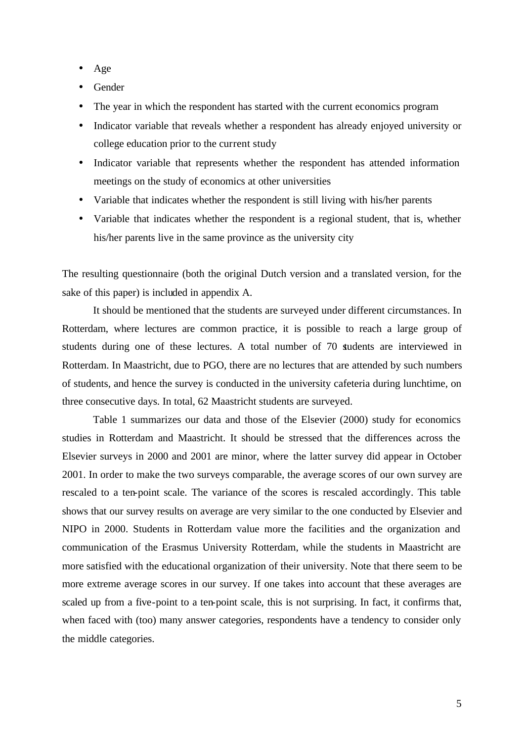- Age
- Gender
- The year in which the respondent has started with the current economics program
- Indicator variable that reveals whether a respondent has already enjoyed university or college education prior to the current study
- Indicator variable that represents whether the respondent has attended information meetings on the study of economics at other universities
- Variable that indicates whether the respondent is still living with his/her parents
- Variable that indicates whether the respondent is a regional student, that is, whether his/her parents live in the same province as the university city

The resulting questionnaire (both the original Dutch version and a translated version, for the sake of this paper) is included in appendix A.

It should be mentioned that the students are surveyed under different circumstances. In Rotterdam, where lectures are common practice, it is possible to reach a large group of students during one of these lectures. A total number of 70 students are interviewed in Rotterdam. In Maastricht, due to PGO, there are no lectures that are attended by such numbers of students, and hence the survey is conducted in the university cafeteria during lunchtime, on three consecutive days. In total, 62 Maastricht students are surveyed.

Table 1 summarizes our data and those of the Elsevier (2000) study for economics studies in Rotterdam and Maastricht. It should be stressed that the differences across the Elsevier surveys in 2000 and 2001 are minor, where the latter survey did appear in October 2001. In order to make the two surveys comparable, the average scores of our own survey are rescaled to a ten-point scale. The variance of the scores is rescaled accordingly. This table shows that our survey results on average are very similar to the one conducted by Elsevier and NIPO in 2000. Students in Rotterdam value more the facilities and the organization and communication of the Erasmus University Rotterdam, while the students in Maastricht are more satisfied with the educational organization of their university. Note that there seem to be more extreme average scores in our survey. If one takes into account that these averages are scaled up from a five-point to a ten-point scale, this is not surprising. In fact, it confirms that, when faced with (too) many answer categories, respondents have a tendency to consider only the middle categories.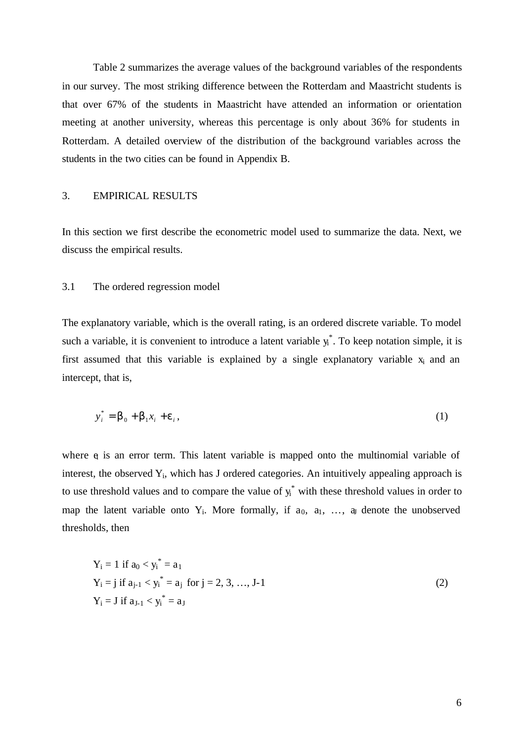Table 2 summarizes the average values of the background variables of the respondents in our survey. The most striking difference between the Rotterdam and Maastricht students is that over 67% of the students in Maastricht have attended an information or orientation meeting at another university, whereas this percentage is only about 36% for students in Rotterdam. A detailed overview of the distribution of the background variables across the students in the two cities can be found in Appendix B.

## 3. EMPIRICAL RESULTS

In this section we first describe the econometric model used to summarize the data. Next, we discuss the empirical results.

### 3.1 The ordered regression model

The explanatory variable, which is the overall rating, is an ordered discrete variable. To model such a variable, it is convenient to introduce a latent variable $y_i^*$. To keep notation simple, it is first assumed that this variable is explained by a single explanatory variable $x_i$ and an intercept, that is,

$$y_i^* = \beta_0 + \beta_1 x_i + \varepsilon_i \,, \tag{1}$$

where $\varepsilon_i$ is an error term. This latent variable is mapped onto the multinomial variable of interest, the observed $Y_i$, which has J ordered categories. An intuitively appealing approach is to use threshold values and to compare the value of $y_i^*$ with these threshold values in order to map the latent variable onto $Y_i$. More formally, if $a_0, a_1, \ldots, a_J$ denote the unobserved thresholds, then

$$
\begin{aligned}
&Y_i = 1 \text{ if } a_0 < y_i^* = a_1 \\
&Y_i = j \text{ if } a_{j-1} < y_i^* = a_j \text{ for } j = 2, 3, \ldots, J-1 \\
&Y_i = J \text{ if } a_{J-1} < y_i^* = a_J
\end{aligned}
\tag{2}
$$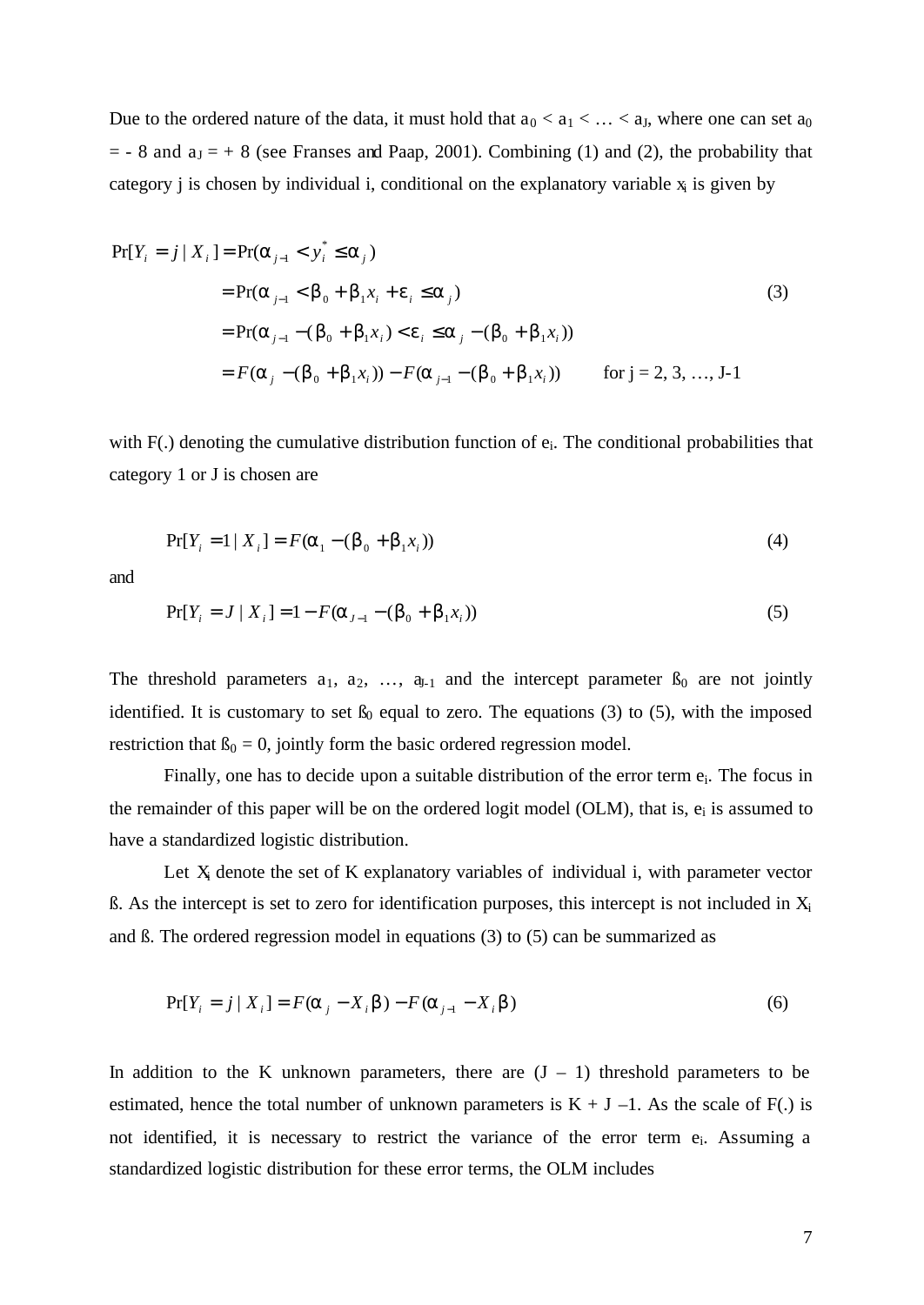Due to the ordered nature of the data, it must hold that $a_0 < a_1 < \ldots < a_J$, where one can set $a_0 = -8$ and $a_J = +8$ (see Franses and Paap, 2001). Combining (1) and (2), the probability that category j is chosen by individual i, conditional on the explanatory variable $x_i$ is given by

$$
\begin{aligned}
\Pr[Y_i = j \mid X_i] &= \Pr(\alpha_{j-1} < y_i^* \leq \alpha_j) \\
&= \Pr(\alpha_{j-1} < \beta_0 + \beta_1 x_i + \varepsilon_i \leq \alpha_j) \\
&= \Pr(\alpha_{j-1} - (\beta_0 + \beta_1 x_i) < \varepsilon_i \leq \alpha_j - (\beta_0 + \beta_1 x_i)) \\
&= F(\alpha_j - (\beta_0 + \beta_1 x_i)) - F(\alpha_{j-1} - (\beta_0 + \beta_1 x_i)) \qquad \text{for j = 2, 3, …, J-1}
\end{aligned}
\tag{3}
$$

with F(.) denoting the cumulative distribution function of $e_i$. The conditional probabilities that category 1 or J is chosen are

$$
\Pr[Y_i = 1 \mid X_i] = F(\alpha_1 - (\beta_0 + \beta_1 x_i)) \tag{4}
$$

and

$$
\Pr[Y_i = J \mid X_i] = 1 - F(\alpha_{J-1} - (\beta_0 + \beta_1 x_i)) \tag{5}
$$

The threshold parameters $a_1$, $a_2$, …, $a_{J-1}$ and the intercept parameter $ß_0$ are not jointly identified. It is customary to set $ß_0$ equal to zero. The equations (3) to (5), with the imposed restriction that $ß_0 = 0$, jointly form the basic ordered regression model.

Finally, one has to decide upon a suitable distribution of the error term $e_i$. The focus in the remainder of this paper will be on the ordered logit model (OLM), that is, $e_i$ is assumed to have a standardized logistic distribution.

Let $X_i$ denote the set of K explanatory variables of individual i, with parameter vector ß. As the intercept is set to zero for identification purposes, this intercept is not included in $X_i$ and ß. The ordered regression model in equations (3) to (5) can be summarized as

$$
\Pr[Y_i = j \mid X_i] = F(\alpha_j - X_i \beta) - F(\alpha_{j-1} - X_i \beta) \tag{6}
$$

In addition to the K unknown parameters, there are (J – 1) threshold parameters to be estimated, hence the total number of unknown parameters is K + J –1. As the scale of F(.) is not identified, it is necessary to restrict the variance of the error term $e_i$. Assuming a standardized logistic distribution for these error terms, the OLM includes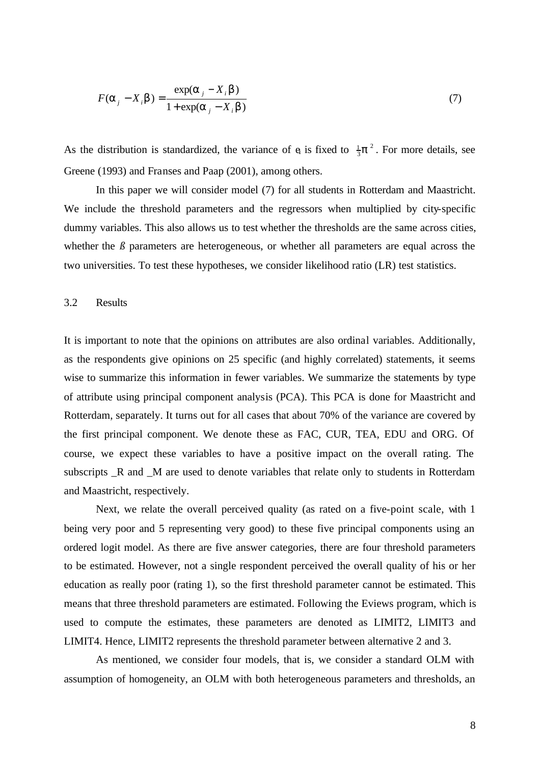$$F(\alpha_j - X_i\beta) = \frac{\exp(\alpha_j - X_i\beta)}{1+\exp(\alpha_j - X_i\beta)} \tag{7}$$

As the distribution is standardized, the variance of $e_i$ is fixed to $\frac{1}{3}\pi^2$. For more details, see Greene (1993) and Franses and Paap (2001), among others.

In this paper we will consider model (7) for all students in Rotterdam and Maastricht. We include the threshold parameters and the regressors when multiplied by city-specific dummy variables. This also allows us to test whether the thresholds are the same across cities, whether the *ß* parameters are heterogeneous, or whether all parameters are equal across the two universities. To test these hypotheses, we consider likelihood ratio (LR) test statistics.

### 3.2 Results

It is important to note that the opinions on attributes are also ordinal variables. Additionally, as the respondents give opinions on 25 specific (and highly correlated) statements, it seems wise to summarize this information in fewer variables. We summarize the statements by type of attribute using principal component analysis (PCA). This PCA is done for Maastricht and Rotterdam, separately. It turns out for all cases that about 70% of the variance are covered by the first principal component. We denote these as FAC, CUR, TEA, EDU and ORG. Of course, we expect these variables to have a positive impact on the overall rating. The subscripts _R and _M are used to denote variables that relate only to students in Rotterdam and Maastricht, respectively.

Next, we relate the overall perceived quality (as rated on a five-point scale, with 1 being very poor and 5 representing very good) to these five principal components using an ordered logit model. As there are five answer categories, there are four threshold parameters to be estimated. However, not a single respondent perceived the overall quality of his or her education as really poor (rating 1), so the first threshold parameter cannot be estimated. This means that three threshold parameters are estimated. Following the Eviews program, which is used to compute the estimates, these parameters are denoted as LIMIT2, LIMIT3 and LIMIT4. Hence, LIMIT2 represents the threshold parameter between alternative 2 and 3.

As mentioned, we consider four models, that is, we consider a standard OLM with assumption of homogeneity, an OLM with both heterogeneous parameters and thresholds, an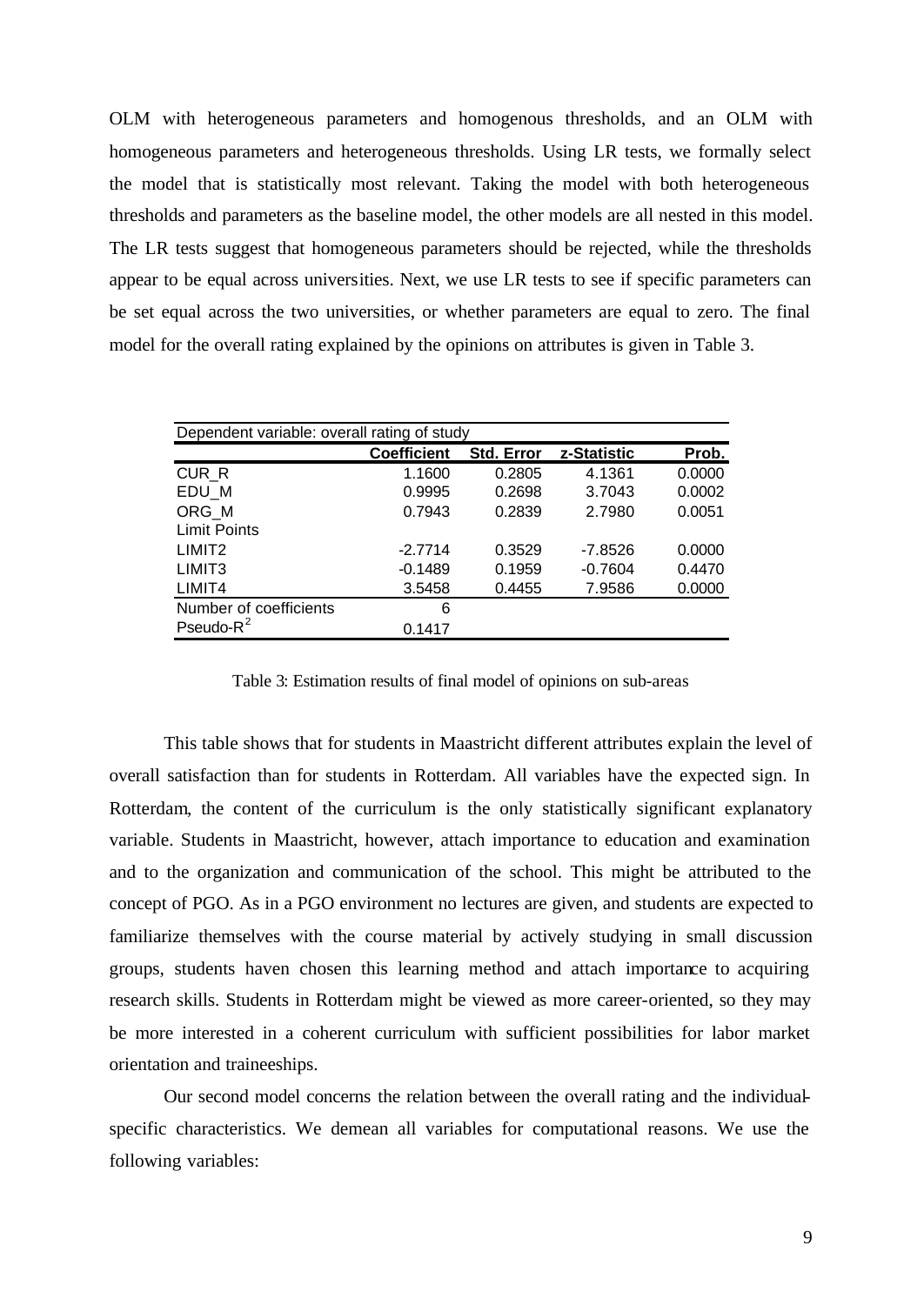OLM with heterogeneous parameters and homogenous thresholds, and an OLM with homogeneous parameters and heterogeneous thresholds. Using LR tests, we formally select the model that is statistically most relevant. Taking the model with both heterogeneous thresholds and parameters as the baseline model, the other models are all nested in this model. The LR tests suggest that homogeneous parameters should be rejected, while the thresholds appear to be equal across universities. Next, we use LR tests to see if specific parameters can be set equal across the two universities, or whether parameters are equal to zero. The final model for the overall rating explained by the opinions on attributes is given in Table 3.

| Dependent variable: overall rating of study | | | | |
|---|---|---|---|---|
| | **Coefficient** | **Std. Error** | **z-Statistic** | **Prob.** |
| CUR_R | 1.1600 | 0.2805 | 4.1361 | 0.0000 |
| EDU_M | 0.9995 | 0.2698 | 3.7043 | 0.0002 |
| ORG_M | 0.7943 | 0.2839 | 2.7980 | 0.0051 |
| Limit Points | | | | |
| LIMIT2 | -2.7714 | 0.3529 | -7.8526 | 0.0000 |
| LIMIT3 | -0.1489 | 0.1959 | -0.7604 | 0.4470 |
| LIMIT4 | 3.5458 | 0.4455 | 7.9586 | 0.0000 |
| Number of coefficients | 6 | | | |
| Pseudo-$R^2$ | 0.1417 | | | |

Table 3: Estimation results of final model of opinions on sub-areas

This table shows that for students in Maastricht different attributes explain the level of overall satisfaction than for students in Rotterdam. All variables have the expected sign. In Rotterdam, the content of the curriculum is the only statistically significant explanatory variable. Students in Maastricht, however, attach importance to education and examination and to the organization and communication of the school. This might be attributed to the concept of PGO. As in a PGO environment no lectures are given, and students are expected to familiarize themselves with the course material by actively studying in small discussion groups, students haven chosen this learning method and attach importance to acquiring research skills. Students in Rotterdam might be viewed as more career-oriented, so they may be more interested in a coherent curriculum with sufficient possibilities for labor market orientation and traineeships.

Our second model concerns the relation between the overall rating and the individual-specific characteristics. We demean all variables for computational reasons. We use the following variables: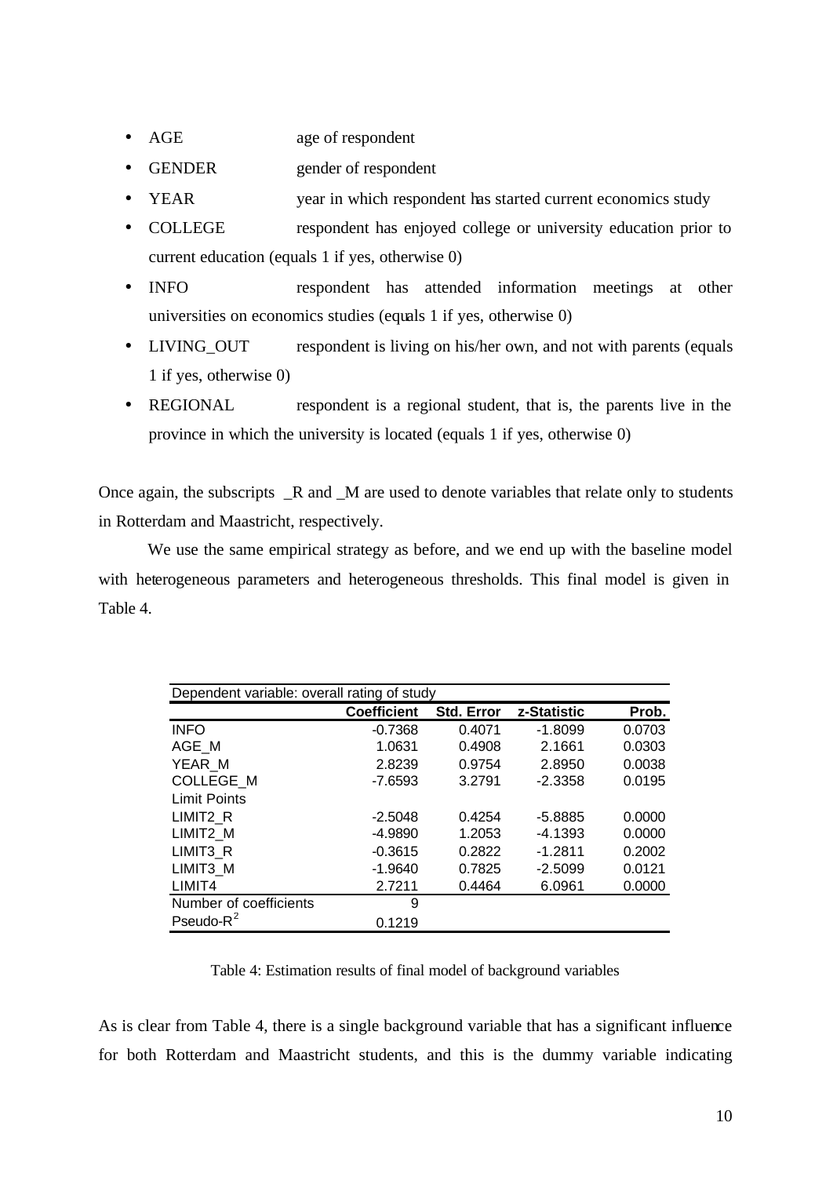- AGE age of respondent
- GENDER gender of respondent
- YEAR year in which respondent has started current economics study
- COLLEGE respondent has enjoyed college or university education prior to current education (equals 1 if yes, otherwise 0)
- INFO respondent has attended information meetings at other universities on economics studies (equals 1 if yes, otherwise 0)
- LIVING_OUT respondent is living on his/her own, and not with parents (equals 1 if yes, otherwise 0)
- REGIONAL respondent is a regional student, that is, the parents live in the province in which the university is located (equals 1 if yes, otherwise 0)

Once again, the subscripts _R and _M are used to denote variables that relate only to students in Rotterdam and Maastricht, respectively.

We use the same empirical strategy as before, and we end up with the baseline model with heterogeneous parameters and heterogeneous thresholds. This final model is given in Table 4.

| Dependent variable: overall rating of study | | | | |
|---|---|---|---|---|
| | Coefficient | Std. Error | z-Statistic | Prob. |
| INFO | -0.7368 | 0.4071 | -1.8099 | 0.0703 |
| AGE_M | 1.0631 | 0.4908 | 2.1661 | 0.0303 |
| YEAR_M | 2.8239 | 0.9754 | 2.8950 | 0.0038 |
| COLLEGE_M | -7.6593 | 3.2791 | -2.3358 | 0.0195 |
| Limit Points | | | | |
| LIMIT2_R | -2.5048 | 0.4254 | -5.8885 | 0.0000 |
| LIMIT2_M | -4.9890 | 1.2053 | -4.1393 | 0.0000 |
| LIMIT3_R | -0.3615 | 0.2822 | -1.2811 | 0.2002 |
| LIMIT3_M | -1.9640 | 0.7825 | -2.5099 | 0.0121 |
| LIMIT4 | 2.7211 | 0.4464 | 6.0961 | 0.0000 |
| Number of coefficients | 9 | | | |
| Pseudo-$R^2$ | 0.1219 | | | |

Table 4: Estimation results of final model of background variables

As is clear from Table 4, there is a single background variable that has a significant influence for both Rotterdam and Maastricht students, and this is the dummy variable indicating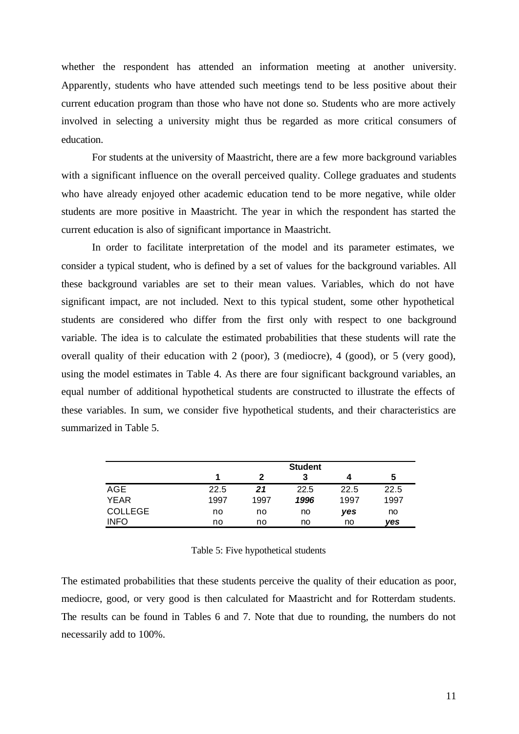whether the respondent has attended an information meeting at another university. Apparently, students who have attended such meetings tend to be less positive about their current education program than those who have not done so. Students who are more actively involved in selecting a university might thus be regarded as more critical consumers of education.

For students at the university of Maastricht, there are a few more background variables with a significant influence on the overall perceived quality. College graduates and students who have already enjoyed other academic education tend to be more negative, while older students are more positive in Maastricht. The year in which the respondent has started the current education is also of significant importance in Maastricht.

In order to facilitate interpretation of the model and its parameter estimates, we consider a typical student, who is defined by a set of values for the background variables. All these background variables are set to their mean values. Variables, which do not have significant impact, are not included. Next to this typical student, some other hypothetical students are considered who differ from the first only with respect to one background variable. The idea is to calculate the estimated probabilities that these students will rate the overall quality of their education with 2 (poor), 3 (mediocre), 4 (good), or 5 (very good), using the model estimates in Table 4. As there are four significant background variables, an equal number of additional hypothetical students are constructed to illustrate the effects of these variables. In sum, we consider five hypothetical students, and their characteristics are summarized in Table 5.

| | **Student** | | | | |
|---|---|---|---|---|---|
| | **1** | **2** | **3** | **4** | **5** |
| AGE | 22.5 | ***21*** | 22.5 | 22.5 | 22.5 |
| YEAR | 1997 | 1997 | ***1996*** | 1997 | 1997 |
| COLLEGE | no | no | no | ***yes*** | no |
| INFO | no | no | no | no | ***yes*** |

Table 5: Five hypothetical students

The estimated probabilities that these students perceive the quality of their education as poor, mediocre, good, or very good is then calculated for Maastricht and for Rotterdam students. The results can be found in Tables 6 and 7. Note that due to rounding, the numbers do not necessarily add to 100%.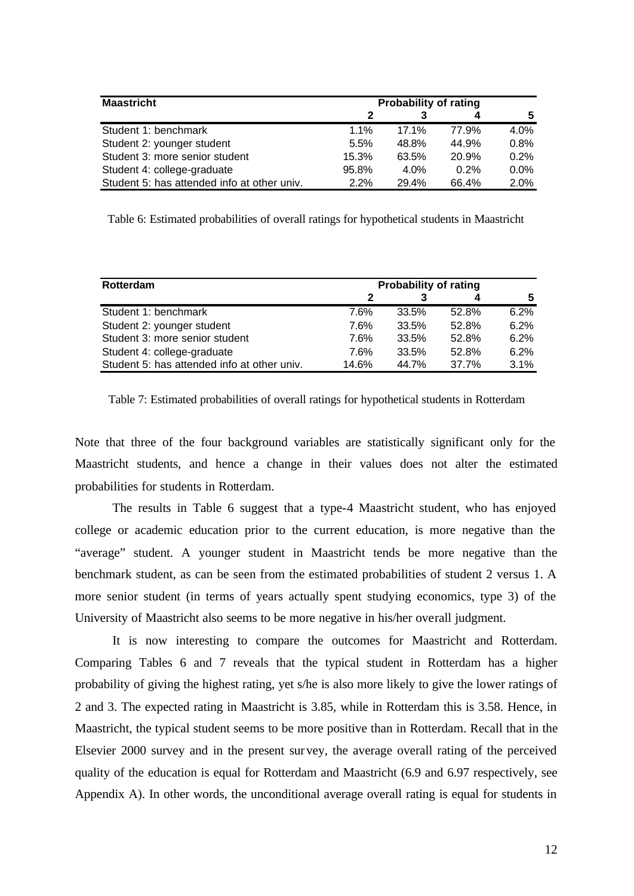| Maastricht | Probability of rating | | | |
|---|---|---|---|---|
| | 2 | 3 | 4 | 5 |
| Student 1: benchmark | 1.1% | 17.1% | 77.9% | 4.0% |
| Student 2: younger student | 5.5% | 48.8% | 44.9% | 0.8% |
| Student 3: more senior student | 15.3% | 63.5% | 20.9% | 0.2% |
| Student 4: college-graduate | 95.8% | 4.0% | 0.2% | 0.0% |
| Student 5: has attended info at other univ. | 2.2% | 29.4% | 66.4% | 2.0% |

Table 6: Estimated probabilities of overall ratings for hypothetical students in Maastricht

| Rotterdam | Probability of rating | | | |
|---|---|---|---|---|
| | 2 | 3 | 4 | 5 |
| Student 1: benchmark | 7.6% | 33.5% | 52.8% | 6.2% |
| Student 2: younger student | 7.6% | 33.5% | 52.8% | 6.2% |
| Student 3: more senior student | 7.6% | 33.5% | 52.8% | 6.2% |
| Student 4: college-graduate | 7.6% | 33.5% | 52.8% | 6.2% |
| Student 5: has attended info at other univ. | 14.6% | 44.7% | 37.7% | 3.1% |

Table 7: Estimated probabilities of overall ratings for hypothetical students in Rotterdam

Note that three of the four background variables are statistically significant only for the Maastricht students, and hence a change in their values does not alter the estimated probabilities for students in Rotterdam.

The results in Table 6 suggest that a type-4 Maastricht student, who has enjoyed college or academic education prior to the current education, is more negative than the "average" student. A younger student in Maastricht tends be more negative than the benchmark student, as can be seen from the estimated probabilities of student 2 versus 1. A more senior student (in terms of years actually spent studying economics, type 3) of the University of Maastricht also seems to be more negative in his/her overall judgment.

It is now interesting to compare the outcomes for Maastricht and Rotterdam. Comparing Tables 6 and 7 reveals that the typical student in Rotterdam has a higher probability of giving the highest rating, yet s/he is also more likely to give the lower ratings of 2 and 3. The expected rating in Maastricht is 3.85, while in Rotterdam this is 3.58. Hence, in Maastricht, the typical student seems to be more positive than in Rotterdam. Recall that in the Elsevier 2000 survey and in the present survey, the average overall rating of the perceived quality of the education is equal for Rotterdam and Maastricht (6.9 and 6.97 respectively, see Appendix A). In other words, the unconditional average overall rating is equal for students in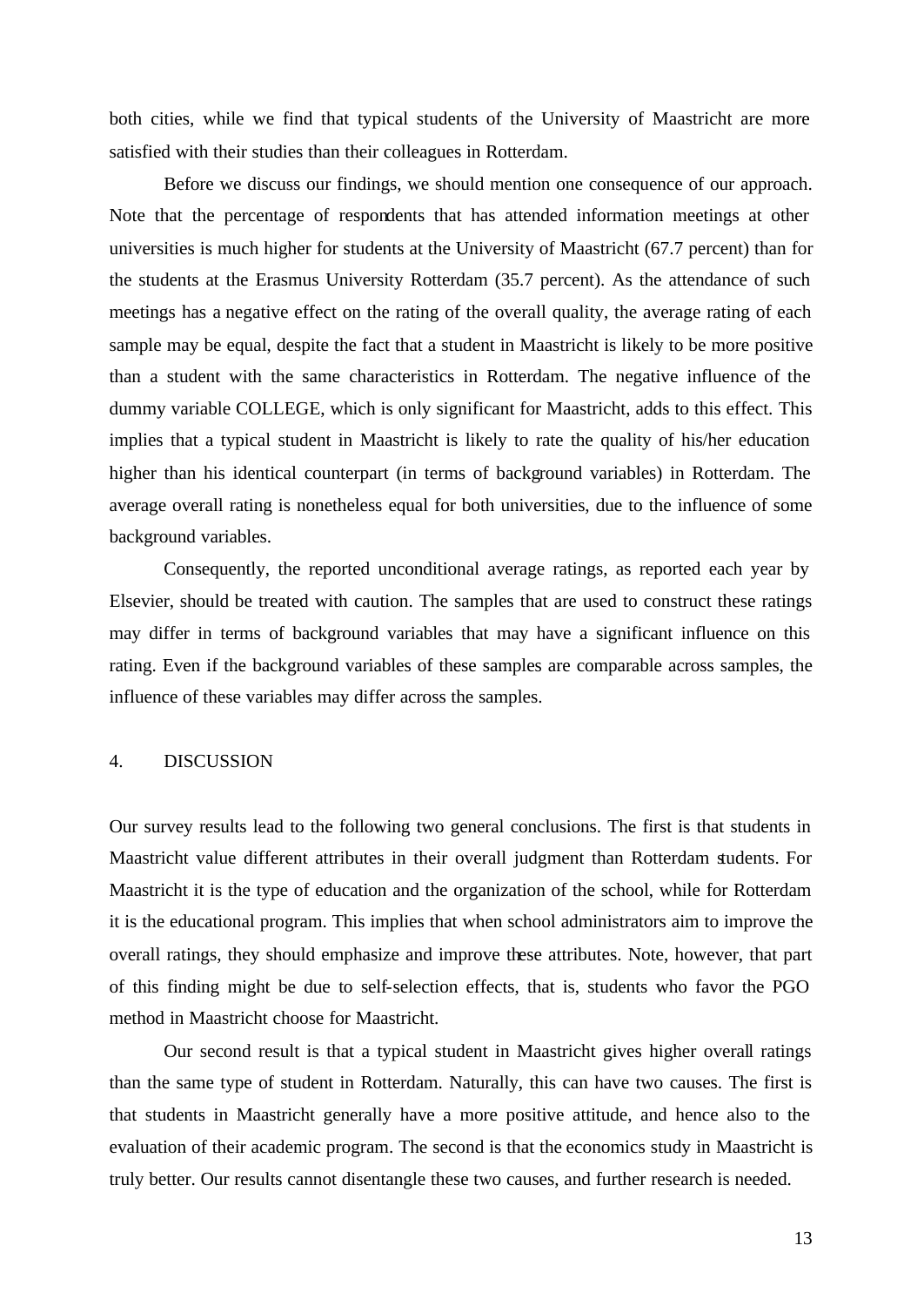both cities, while we find that typical students of the University of Maastricht are more satisfied with their studies than their colleagues in Rotterdam.

Before we discuss our findings, we should mention one consequence of our approach. Note that the percentage of respondents that has attended information meetings at other universities is much higher for students at the University of Maastricht (67.7 percent) than for the students at the Erasmus University Rotterdam (35.7 percent). As the attendance of such meetings has a negative effect on the rating of the overall quality, the average rating of each sample may be equal, despite the fact that a student in Maastricht is likely to be more positive than a student with the same characteristics in Rotterdam. The negative influence of the dummy variable COLLEGE, which is only significant for Maastricht, adds to this effect. This implies that a typical student in Maastricht is likely to rate the quality of his/her education higher than his identical counterpart (in terms of background variables) in Rotterdam. The average overall rating is nonetheless equal for both universities, due to the influence of some background variables.

Consequently, the reported unconditional average ratings, as reported each year by Elsevier, should be treated with caution. The samples that are used to construct these ratings may differ in terms of background variables that may have a significant influence on this rating. Even if the background variables of these samples are comparable across samples, the influence of these variables may differ across the samples.

## 4. DISCUSSION

Our survey results lead to the following two general conclusions. The first is that students in Maastricht value different attributes in their overall judgment than Rotterdam students. For Maastricht it is the type of education and the organization of the school, while for Rotterdam it is the educational program. This implies that when school administrators aim to improve the overall ratings, they should emphasize and improve these attributes. Note, however, that part of this finding might be due to self-selection effects, that is, students who favor the PGO method in Maastricht choose for Maastricht.

Our second result is that a typical student in Maastricht gives higher overall ratings than the same type of student in Rotterdam. Naturally, this can have two causes. The first is that students in Maastricht generally have a more positive attitude, and hence also to the evaluation of their academic program. The second is that the economics study in Maastricht is truly better. Our results cannot disentangle these two causes, and further research is needed.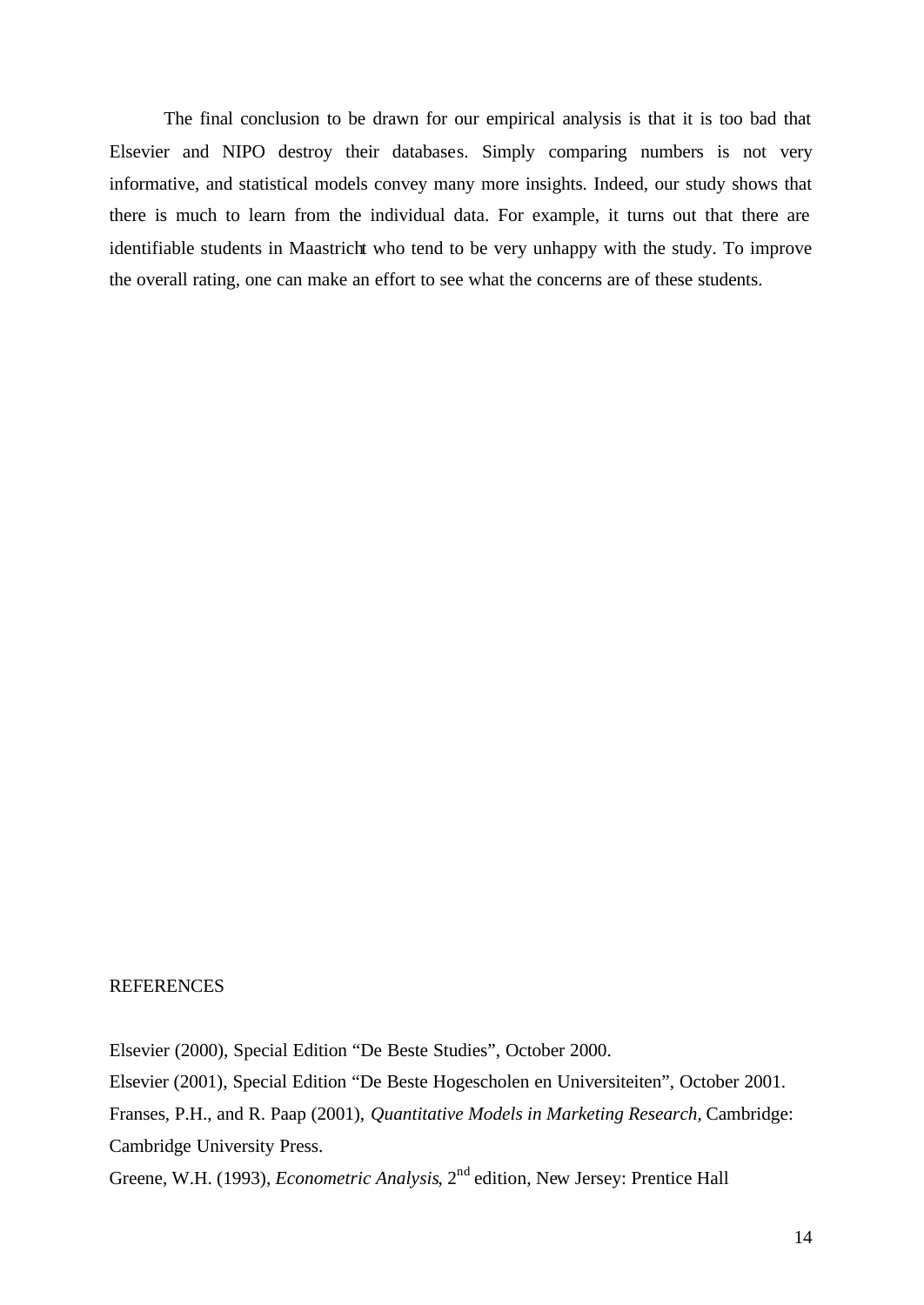The final conclusion to be drawn for our empirical analysis is that it is too bad that Elsevier and NIPO destroy their databases. Simply comparing numbers is not very informative, and statistical models convey many more insights. Indeed, our study shows that there is much to learn from the individual data. For example, it turns out that there are identifiable students in Maastricht who tend to be very unhappy with the study. To improve the overall rating, one can make an effort to see what the concerns are of these students.

## REFERENCES

Elsevier (2000), Special Edition "De Beste Studies", October 2000.

Elsevier (2001), Special Edition "De Beste Hogescholen en Universiteiten", October 2001.

Franses, P.H., and R. Paap (2001), *Quantitative Models in Marketing Research*, Cambridge: Cambridge University Press.

Greene, W.H. (1993), *Econometric Analysis*, 2nd edition, New Jersey: Prentice Hall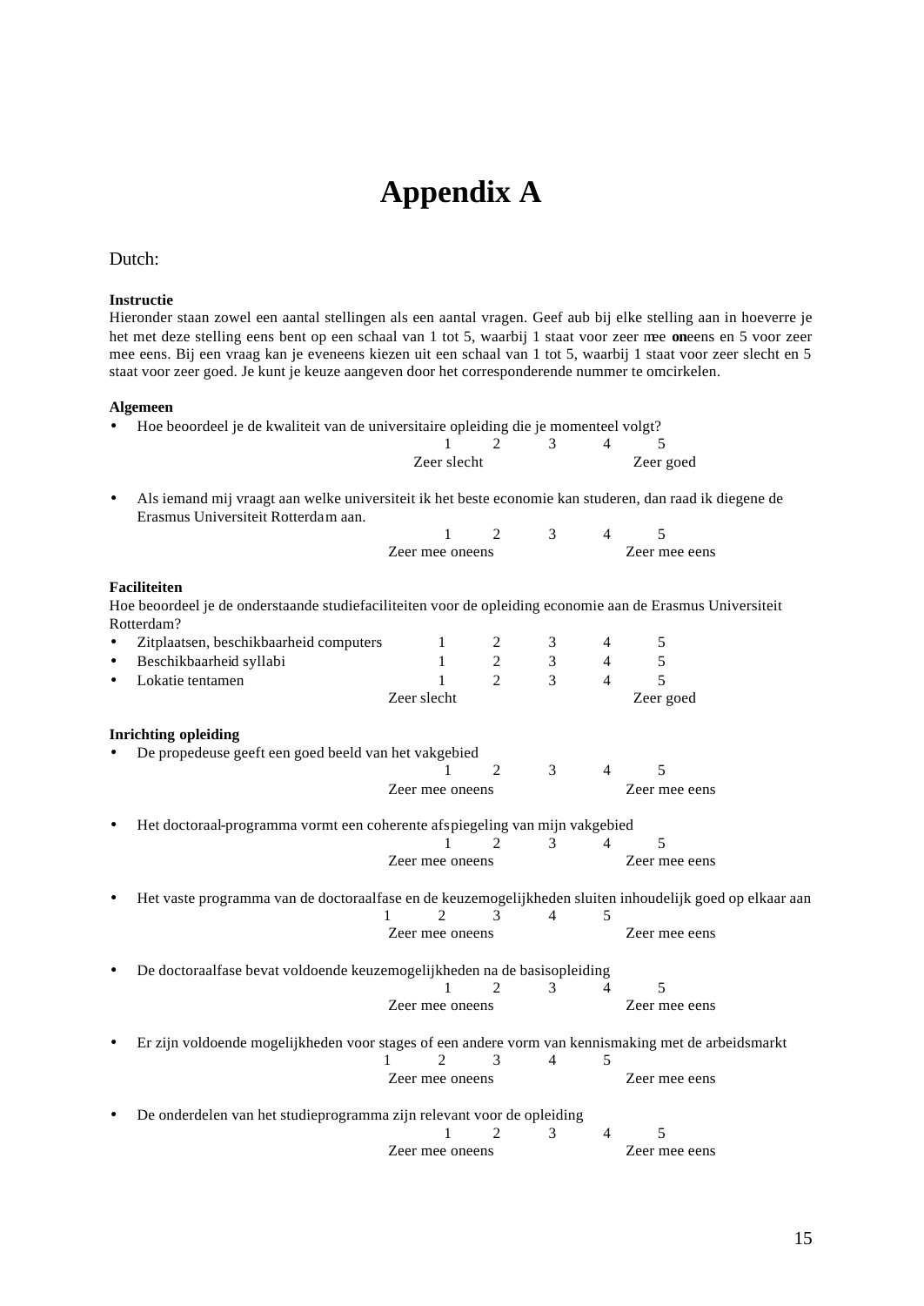# Appendix A

Dutch:

**Instructie**
Hieronder staan zowel een aantal stellingen als een aantal vragen. Geef aub bij elke stelling aan in hoeverre je het met deze stelling eens bent op een schaal van 1 tot 5, waarbij 1 staat voor zeer mee oneens en 5 voor zeer mee eens. Bij een vraag kan je eveneens kiezen uit een schaal van 1 tot 5, waarbij 1 staat voor zeer slecht en 5 staat voor zeer goed. Je kunt je keuze aangeven door het corresponderende nummer te omcirkelen.

**Algemeen**

- Hoe beoordeel je de kwaliteit van de universitaire opleiding die je momenteel volgt?
  1 2 3 4 5
  Zeer slecht ... Zeer goed

- Als iemand mij vraagt aan welke universiteit ik het beste economie kan studeren, dan raad ik diegene de Erasmus Universiteit Rotterdam aan.
  1 2 3 4 5
  Zeer mee oneens ... Zeer mee eens

**Faciliteiten**
Hoe beoordeel je de onderstaande studiefaciliteiten voor de opleiding economie aan de Erasmus Universiteit Rotterdam?

- Zitplaatsen, beschikbaarheid computers 1 2 3 4 5
- Beschikbaarheid syllabi 1 2 3 4 5
- Lokatie tentamen 1 2 3 4 5

  Zeer slecht ... Zeer goed

**Inrichting opleiding**

- De propedeuse geeft een goed beeld van het vakgebied
  1 2 3 4 5
  Zeer mee oneens ... Zeer mee eens

- Het doctoraal-programma vormt een coherente afspiegeling van mijn vakgebied
  1 2 3 4 5
  Zeer mee oneens ... Zeer mee eens

- Het vaste programma van de doctoraalfase en de keuzemogelijkheden sluiten inhoudelijk goed op elkaar aan
  1 2 3 4 5
  Zeer mee oneens ... Zeer mee eens

- De doctoraalfase bevat voldoende keuzemogelijkheden na de basisopleiding
  1 2 3 4 5
  Zeer mee oneens ... Zeer mee eens

- Er zijn voldoende mogelijkheden voor stages of een andere vorm van kennismaking met de arbeidsmarkt
  1 2 3 4 5
  Zeer mee oneens ... Zeer mee eens

- De onderdelen van het studieprogramma zijn relevant voor de opleiding
  1 2 3 4 5
  Zeer mee oneens ... Zeer mee eens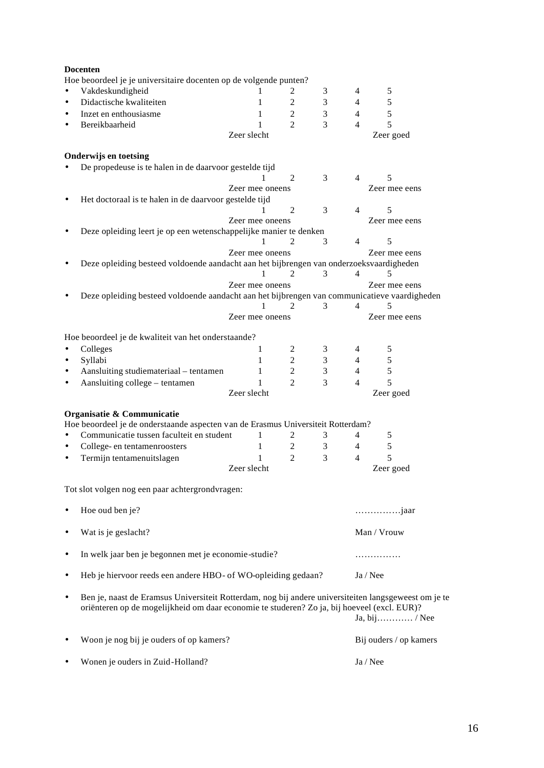**Docenten**

Hoe beoordeel je je universitaire docenten op de volgende punten?

| | | | | | |
|---|---|---|---|---|---|
| • Vakdeskundigheid | 1 | 2 | 3 | 4 | 5 |
| • Didactische kwaliteiten | 1 | 2 | 3 | 4 | 5 |
| • Inzet en enthousiasme | 1 | 2 | 3 | 4 | 5 |
| • Bereikbaarheid | 1 | 2 | 3 | 4 | 5 |
| | Zeer slecht | | | | Zeer goed |

**Onderwijs en toetsing**

- De propedeuse is te halen in de daarvoor gestelde tijd

  1 2 3 4 5
  Zeer mee oneens — Zeer mee eens

- Het doctoraal is te halen in de daarvoor gestelde tijd

  1 2 3 4 5
  Zeer mee oneens — Zeer mee eens

- Deze opleiding leert je op een wetenschappelijke manier te denken

  1 2 3 4 5
  Zeer mee oneens — Zeer mee eens

- Deze opleiding besteed voldoende aandacht aan het bijbrengen van onderzoeksvaardigheden

  1 2 3 4 5
  Zeer mee oneens — Zeer mee eens

- Deze opleiding besteed voldoende aandacht aan het bijbrengen van communicatieve vaardigheden

  1 2 3 4 5
  Zeer mee oneens — Zeer mee eens

Hoe beoordeel je de kwaliteit van het onderstaande?

| | | | | | |
|---|---|---|---|---|---|
| • Colleges | 1 | 2 | 3 | 4 | 5 |
| • Syllabi | 1 | 2 | 3 | 4 | 5 |
| • Aansluiting studiemateriaal – tentamen | 1 | 2 | 3 | 4 | 5 |
| • Aansluiting college – tentamen | 1 | 2 | 3 | 4 | 5 |
| | Zeer slecht | | | | Zeer goed |

**Organisatie & Communicatie**

Hoe beoordeel je de onderstaande aspecten van de Erasmus Universiteit Rotterdam?

| | | | | | |
|---|---|---|---|---|---|
| • Communicatie tussen faculteit en student | 1 | 2 | 3 | 4 | 5 |
| • College- en tentamenroosters | 1 | 2 | 3 | 4 | 5 |
| • Termijn tentamenuitslagen | 1 | 2 | 3 | 4 | 5 |
| | Zeer slecht | | | | Zeer goed |

Tot slot volgen nog een paar achtergrondvragen:

- Hoe oud ben je? ……………jaar
- Wat is je geslacht? Man / Vrouw
- In welk jaar ben je begonnen met je economie-studie? ……………
- Heb je hiervoor reeds een andere HBO- of WO-opleiding gedaan? Ja / Nee
- Ben je, naast de Eramsus Universiteit Rotterdam, nog bij andere universiteiten langsgeweest om je te oriënteren op de mogelijkheid om daar economie te studeren? Zo ja, bij hoeveel (excl. EUR)?
  Ja, bij………… / Nee
- Woon je nog bij je ouders of op kamers? Bij ouders / op kamers
- Wonen je ouders in Zuid-Holland? Ja / Nee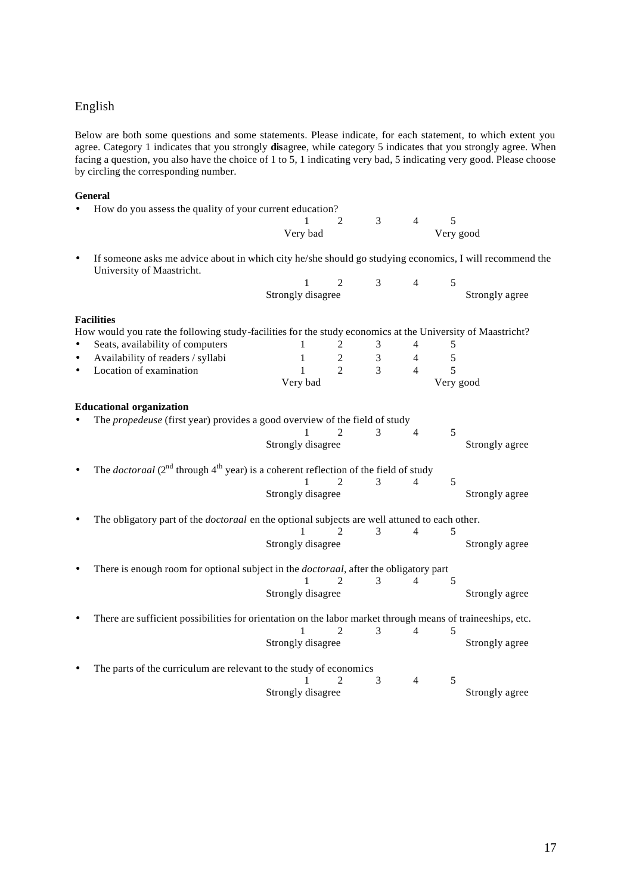## English

Below are both some questions and some statements. Please indicate, for each statement, to which extent you agree. Category 1 indicates that you strongly **dis**agree, while category 5 indicates that you strongly agree. When facing a question, you also have the choice of 1 to 5, 1 indicating very bad, 5 indicating very good. Please choose by circling the corresponding number.

**General**

- How do you assess the quality of your current education?

| 1 | 2 | 3 | 4 | 5 |
|---|---|---|---|---|
| Very bad | | | | Very good |

- If someone asks me advice about in which city he/she should go studying economics, I will recommend the University of Maastricht.

| 1 | 2 | 3 | 4 | 5 |
|---|---|---|---|---|
| Strongly disagree | | | | Strongly agree |

**Facilities**

How would you rate the following study-facilities for the study economics at the University of Maastricht?

| | 1 | 2 | 3 | 4 | 5 |
|---|---|---|---|---|---|
| • Seats, availability of computers | 1 | 2 | 3 | 4 | 5 |
| • Availability of readers / syllabi | 1 | 2 | 3 | 4 | 5 |
| • Location of examination | 1 | 2 | 3 | 4 | 5 |
| | Very bad | | | | Very good |

**Educational organization**

- The *propedeuse* (first year) provides a good overview of the field of study

| 1 | 2 | 3 | 4 | 5 |
|---|---|---|---|---|
| Strongly disagree | | | | Strongly agree |

- The *doctoraal* (2nd through 4th year) is a coherent reflection of the field of study

| 1 | 2 | 3 | 4 | 5 |
|---|---|---|---|---|
| Strongly disagree | | | | Strongly agree |

- The obligatory part of the *doctoraal* en the optional subjects are well attuned to each other.

| 1 | 2 | 3 | 4 | 5 |
|---|---|---|---|---|
| Strongly disagree | | | | Strongly agree |

- There is enough room for optional subject in the *doctoraal*, after the obligatory part

| 1 | 2 | 3 | 4 | 5 |
|---|---|---|---|---|
| Strongly disagree | | | | Strongly agree |

- There are sufficient possibilities for orientation on the labor market through means of traineeships, etc.

| 1 | 2 | 3 | 4 | 5 |
|---|---|---|---|---|
| Strongly disagree | | | | Strongly agree |

- The parts of the curriculum are relevant to the study of economics

| 1 | 2 | 3 | 4 | 5 |
|---|---|---|---|---|
| Strongly disagree | | | | Strongly agree |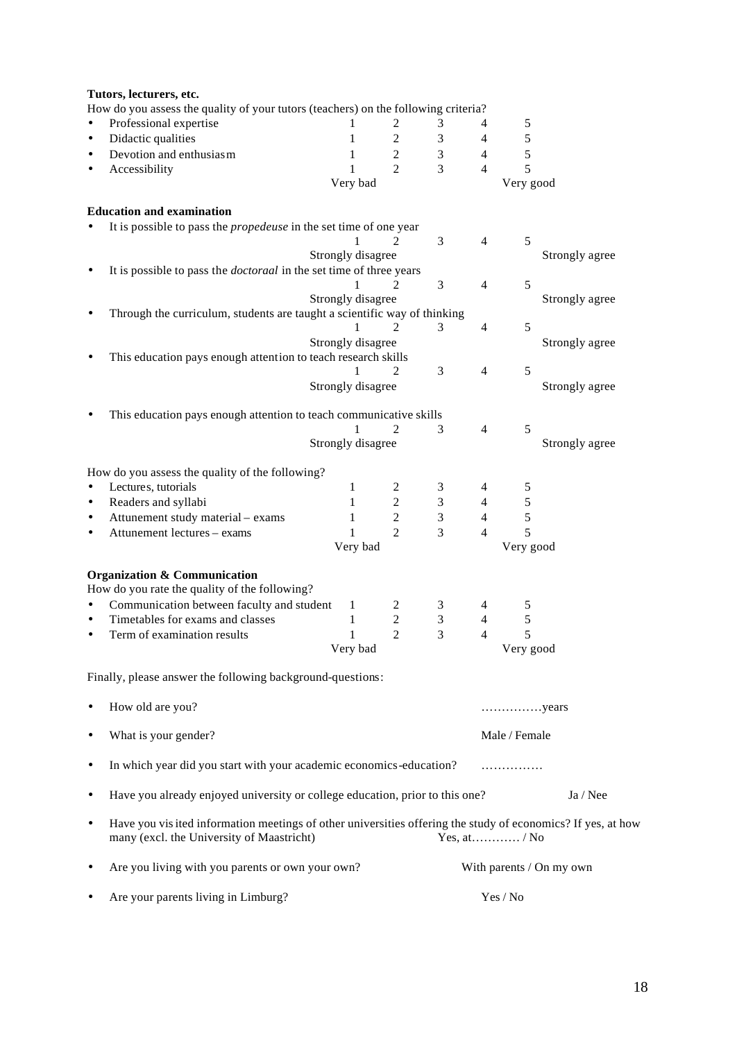**Tutors, lecturers, etc.**

How do you assess the quality of your tutors (teachers) on the following criteria?

| | | | | | |
|---|---|---|---|---|---|
| • Professional expertise | 1 | 2 | 3 | 4 | 5 |
| • Didactic qualities | 1 | 2 | 3 | 4 | 5 |
| • Devotion and enthusiasm | 1 | 2 | 3 | 4 | 5 |
| • Accessibility | 1 | 2 | 3 | 4 | 5 |
| | Very bad | | | | Very good |

**Education and examination**

- It is possible to pass the *propedeuse* in the set time of one year

  1 2 3 4 5

  Strongly disagree — Strongly agree

- It is possible to pass the *doctoraal* in the set time of three years

  1 2 3 4 5

  Strongly disagree — Strongly agree

- Through the curriculum, students are taught a scientific way of thinking

  1 2 3 4 5

  Strongly disagree — Strongly agree

- This education pays enough attention to teach research skills

  1 2 3 4 5

  Strongly disagree — Strongly agree

- This education pays enough attention to teach communicative skills

  1 2 3 4 5

  Strongly disagree — Strongly agree

How do you assess the quality of the following?

| | | | | | |
|---|---|---|---|---|---|
| • Lectures, tutorials | 1 | 2 | 3 | 4 | 5 |
| • Readers and syllabi | 1 | 2 | 3 | 4 | 5 |
| • Attunement study material – exams | 1 | 2 | 3 | 4 | 5 |
| • Attunement lectures – exams | 1 | 2 | 3 | 4 | 5 |
| | Very bad | | | | Very good |

**Organization & Communication**

How do you rate the quality of the following?

| | | | | | |
|---|---|---|---|---|---|
| • Communication between faculty and student | 1 | 2 | 3 | 4 | 5 |
| • Timetables for exams and classes | 1 | 2 | 3 | 4 | 5 |
| • Term of examination results | 1 | 2 | 3 | 4 | 5 |
| | Very bad | | | | Very good |

Finally, please answer the following background-questions:

- How old are you? ……………years
- What is your gender? Male / Female
- In which year did you start with your academic economics-education? ……………
- Have you already enjoyed university or college education, prior to this one? Ja / Nee
- Have you visited information meetings of other universities offering the study of economics? If yes, at how many (excl. the University of Maastricht) Yes, at………… / No
- Are you living with you parents or own your own? With parents / On my own
- Are your parents living in Limburg? Yes / No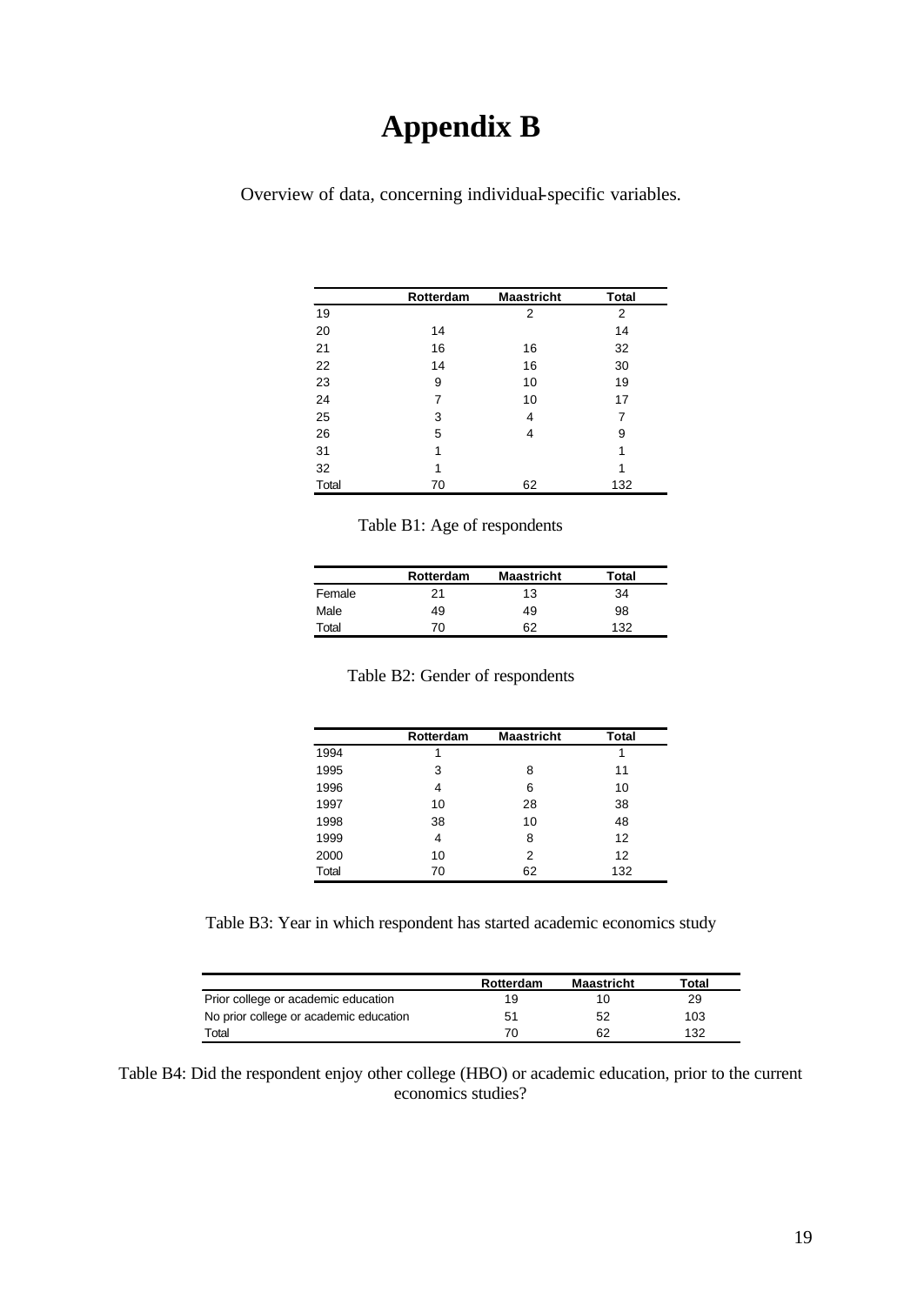# Appendix B

Overview of data, concerning individual-specific variables.

| | Rotterdam | Maastricht | Total |
|---|---|---|---|
| 19 | | 2 | 2 |
| 20 | 14 | | 14 |
| 21 | 16 | 16 | 32 |
| 22 | 14 | 16 | 30 |
| 23 | 9 | 10 | 19 |
| 24 | 7 | 10 | 17 |
| 25 | 3 | 4 | 7 |
| 26 | 5 | 4 | 9 |
| 31 | 1 | | 1 |
| 32 | 1 | | 1 |
| Total | 70 | 62 | 132 |

Table B1: Age of respondents

| | Rotterdam | Maastricht | Total |
|---|---|---|---|
| Female | 21 | 13 | 34 |
| Male | 49 | 49 | 98 |
| Total | 70 | 62 | 132 |

Table B2: Gender of respondents

| | Rotterdam | Maastricht | Total |
|---|---|---|---|
| 1994 | 1 | | 1 |
| 1995 | 3 | 8 | 11 |
| 1996 | 4 | 6 | 10 |
| 1997 | 10 | 28 | 38 |
| 1998 | 38 | 10 | 48 |
| 1999 | 4 | 8 | 12 |
| 2000 | 10 | 2 | 12 |
| Total | 70 | 62 | 132 |

Table B3: Year in which respondent has started academic economics study

| | Rotterdam | Maastricht | Total |
|---|---|---|---|
| Prior college or academic education | 19 | 10 | 29 |
| No prior college or academic education | 51 | 52 | 103 |
| Total | 70 | 62 | 132 |

Table B4: Did the respondent enjoy other college (HBO) or academic education, prior to the current economics studies?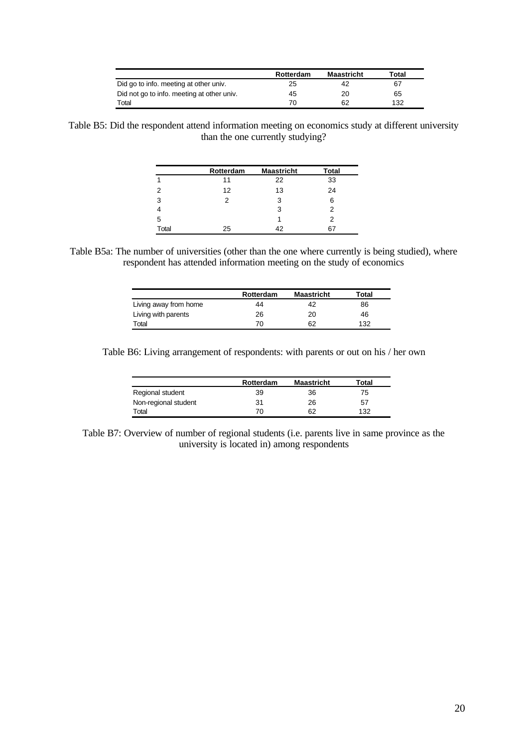| | Rotterdam | Maastricht | Total |
|---|---|---|---|
| Did go to info. meeting at other univ. | 25 | 42 | 67 |
| Did not go to info. meeting at other univ. | 45 | 20 | 65 |
| Total | 70 | 62 | 132 |

Table B5: Did the respondent attend information meeting on economics study at different university than the one currently studying?

| | Rotterdam | Maastricht | Total |
|---|---|---|---|
| 1 | 11 | 22 | 33 |
| 2 | 12 | 13 | 24 |
| 3 | 2 | 3 | 6 |
| 4 | | 3 | 2 |
| 5 | | 1 | 2 |
| Total | 25 | 42 | 67 |

Table B5a: The number of universities (other than the one where currently is being studied), where respondent has attended information meeting on the study of economics

| | Rotterdam | Maastricht | Total |
|---|---|---|---|
| Living away from home | 44 | 42 | 86 |
| Living with parents | 26 | 20 | 46 |
| Total | 70 | 62 | 132 |

Table B6: Living arrangement of respondents: with parents or out on his / her own

| | Rotterdam | Maastricht | Total |
|---|---|---|---|
| Regional student | 39 | 36 | 75 |
| Non-regional student | 31 | 26 | 57 |
| Total | 70 | 62 | 132 |

Table B7: Overview of number of regional students (i.e. parents live in same province as the university is located in) among respondents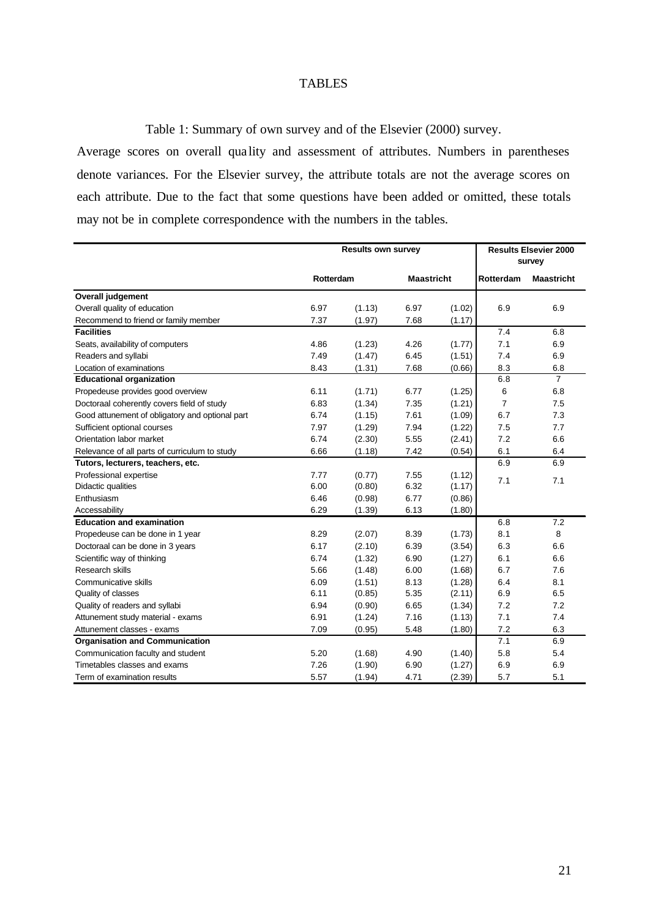# TABLES

Table 1: Summary of own survey and of the Elsevier (2000) survey.

Average scores on overall quality and assessment of attributes. Numbers in parentheses denote variances. For the Elsevier survey, the attribute totals are not the average scores on each attribute. Due to the fact that some questions have been added or omitted, these totals may not be in complete correspondence with the numbers in the tables.

| | Results own survey | | | | Results Elsevier 2000 survey | |
|---|---|---|---|---|---|---|
| | Rotterdam | | Maastricht | | Rotterdam | Maastricht |
| **Overall judgement** | | | | | | |
| Overall quality of education | 6.97 | (1.13) | 6.97 | (1.02) | 6.9 | 6.9 |
| Recommend to friend or family member | 7.37 | (1.97) | 7.68 | (1.17) | | |
| **Facilities** | | | | | 7.4 | 6.8 |
| Seats, availability of computers | 4.86 | (1.23) | 4.26 | (1.77) | 7.1 | 6.9 |
| Readers and syllabi | 7.49 | (1.47) | 6.45 | (1.51) | 7.4 | 6.9 |
| Location of examinations | 8.43 | (1.31) | 7.68 | (0.66) | 8.3 | 6.8 |
| **Educational organization** | | | | | 6.8 | 7 |
| Propedeuse provides good overview | 6.11 | (1.71) | 6.77 | (1.25) | 6 | 6.8 |
| Doctoraal coherently covers field of study | 6.83 | (1.34) | 7.35 | (1.21) | 7 | 7.5 |
| Good attunement of obligatory and optional part | 6.74 | (1.15) | 7.61 | (1.09) | 6.7 | 7.3 |
| Sufficient optional courses | 7.97 | (1.29) | 7.94 | (1.22) | 7.5 | 7.7 |
| Orientation labor market | 6.74 | (2.30) | 5.55 | (2.41) | 7.2 | 6.6 |
| Relevance of all parts of curriculum to study | 6.66 | (1.18) | 7.42 | (0.54) | 6.1 | 6.4 |
| **Tutors, lecturers, teachers, etc.** | | | | | 6.9 | 6.9 |
| Professional expertise | 7.77 | (0.77) | 7.55 | (1.12) | 7.1 | 7.1 |
| Didactic qualities | 6.00 | (0.80) | 6.32 | (1.17) | | |
| Enthusiasm | 6.46 | (0.98) | 6.77 | (0.86) | | |
| Accessability | 6.29 | (1.39) | 6.13 | (1.80) | | |
| **Education and examination** | | | | | 6.8 | 7.2 |
| Propedeuse can be done in 1 year | 8.29 | (2.07) | 8.39 | (1.73) | 8.1 | 8 |
| Doctoraal can be done in 3 years | 6.17 | (2.10) | 6.39 | (3.54) | 6.3 | 6.6 |
| Scientific way of thinking | 6.74 | (1.32) | 6.90 | (1.27) | 6.1 | 6.6 |
| Research skills | 5.66 | (1.48) | 6.00 | (1.68) | 6.7 | 7.6 |
| Communicative skills | 6.09 | (1.51) | 8.13 | (1.28) | 6.4 | 8.1 |
| Quality of classes | 6.11 | (0.85) | 5.35 | (2.11) | 6.9 | 6.5 |
| Quality of readers and syllabi | 6.94 | (0.90) | 6.65 | (1.34) | 7.2 | 7.2 |
| Attunement study material - exams | 6.91 | (1.24) | 7.16 | (1.13) | 7.1 | 7.4 |
| Attunement classes - exams | 7.09 | (0.95) | 5.48 | (1.80) | 7.2 | 6.3 |
| **Organisation and Communication** | | | | | 7.1 | 6.9 |
| Communication faculty and student | 5.20 | (1.68) | 4.90 | (1.40) | 5.8 | 5.4 |
| Timetables classes and exams | 7.26 | (1.90) | 6.90 | (1.27) | 6.9 | 6.9 |
| Term of examination results | 5.57 | (1.94) | 4.71 | (2.39) | 5.7 | 5.1 |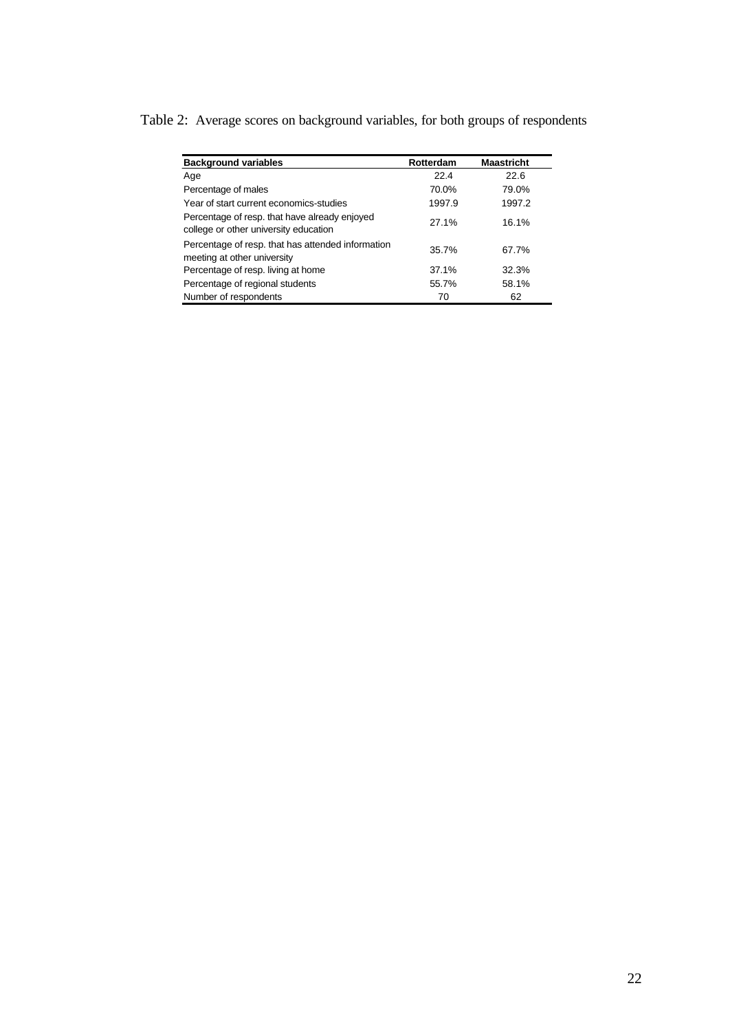Table 2: Average scores on background variables, for both groups of respondents

| **Background variables** | **Rotterdam** | **Maastricht** |
|---|---|---|
| Age | 22.4 | 22.6 |
| Percentage of males | 70.0% | 79.0% |
| Year of start current economics-studies | 1997.9 | 1997.2 |
| Percentage of resp. that have already enjoyed college or other university education | 27.1% | 16.1% |
| Percentage of resp. that has attended information meeting at other university | 35.7% | 67.7% |
| Percentage of resp. living at home | 37.1% | 32.3% |
| Percentage of regional students | 55.7% | 58.1% |
| Number of respondents | 70 | 62 |